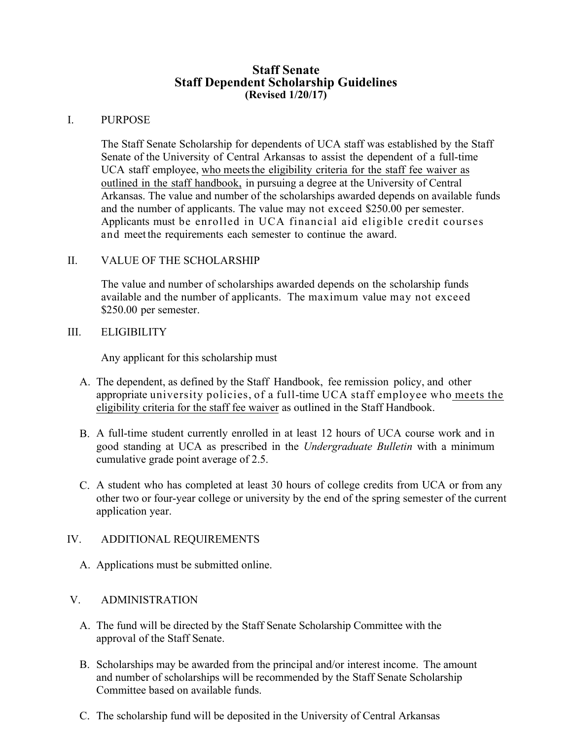# Staff Senate
## Staff Dependent Scholarship Guidelines
**(Revised 1/20/17)**

## I. PURPOSE

The Staff Senate Scholarship for dependents of UCA staff was established by the Staff Senate of the University of Central Arkansas to assist the dependent of a full-time UCA staff employee, <u>who meets the eligibility criteria for the staff fee waiver as outlined in the staff handbook,</u> in pursuing a degree at the University of Central Arkansas. The value and number of the scholarships awarded depends on available funds and the number of applicants. The value may not exceed $250.00 per semester. Applicants must be enrolled in UCA financial aid eligible credit courses and meet the requirements each semester to continue the award.

## II. VALUE OF THE SCHOLARSHIP

The value and number of scholarships awarded depends on the scholarship funds available and the number of applicants. The maximum value may not exceed $250.00 per semester.

## III. ELIGIBILITY

Any applicant for this scholarship must

A. The dependent, as defined by the Staff Handbook, fee remission policy, and other appropriate university policies, of a full-time UCA staff employee who <u>meets the eligibility criteria for the staff fee waiver</u> as outlined in the Staff Handbook.

B. A full-time student currently enrolled in at least 12 hours of UCA course work and in good standing at UCA as prescribed in the *Undergraduate Bulletin* with a minimum cumulative grade point average of 2.5.

C. A student who has completed at least 30 hours of college credits from UCA or from any other two or four-year college or university by the end of the spring semester of the current application year.

## IV. ADDITIONAL REQUIREMENTS

A. Applications must be submitted online.

## V. ADMINISTRATION

A. The fund will be directed by the Staff Senate Scholarship Committee with the approval of the Staff Senate.

B. Scholarships may be awarded from the principal and/or interest income. The amount and number of scholarships will be recommended by the Staff Senate Scholarship Committee based on available funds.

C. The scholarship fund will be deposited in the University of Central Arkansas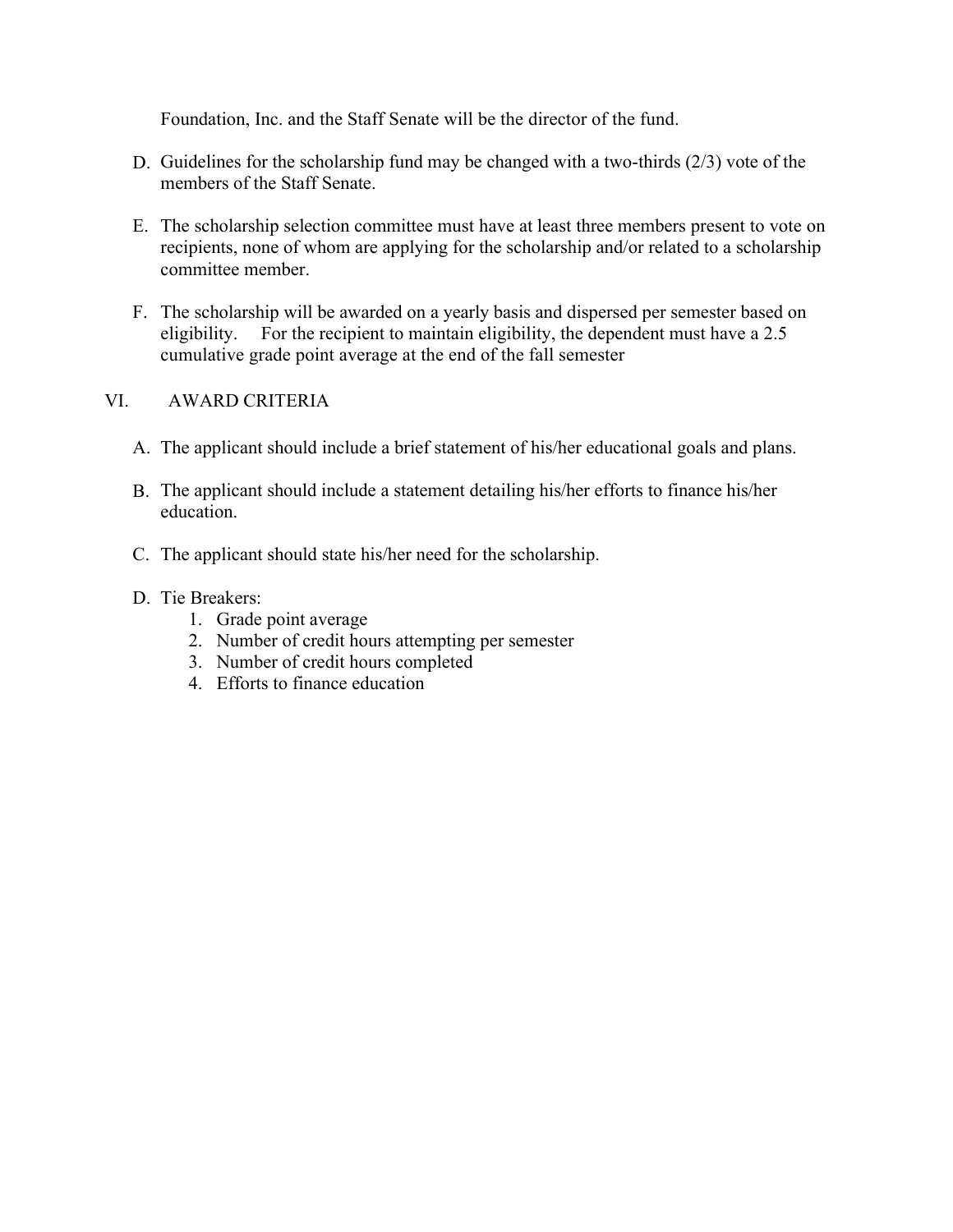Foundation, Inc. and the Staff Senate will be the director of the fund.

D. Guidelines for the scholarship fund may be changed with a two-thirds (2/3) vote of the members of the Staff Senate.

E. The scholarship selection committee must have at least three members present to vote on recipients, none of whom are applying for the scholarship and/or related to a scholarship committee member.

F. The scholarship will be awarded on a yearly basis and dispersed per semester based on eligibility. For the recipient to maintain eligibility, the dependent must have a 2.5 cumulative grade point average at the end of the fall semester

## VI. AWARD CRITERIA

A. The applicant should include a brief statement of his/her educational goals and plans.

B. The applicant should include a statement detailing his/her efforts to finance his/her education.

C. The applicant should state his/her need for the scholarship.

D. Tie Breakers:
   1. Grade point average
   2. Number of credit hours attempting per semester
   3. Number of credit hours completed
   4. Efforts to finance education